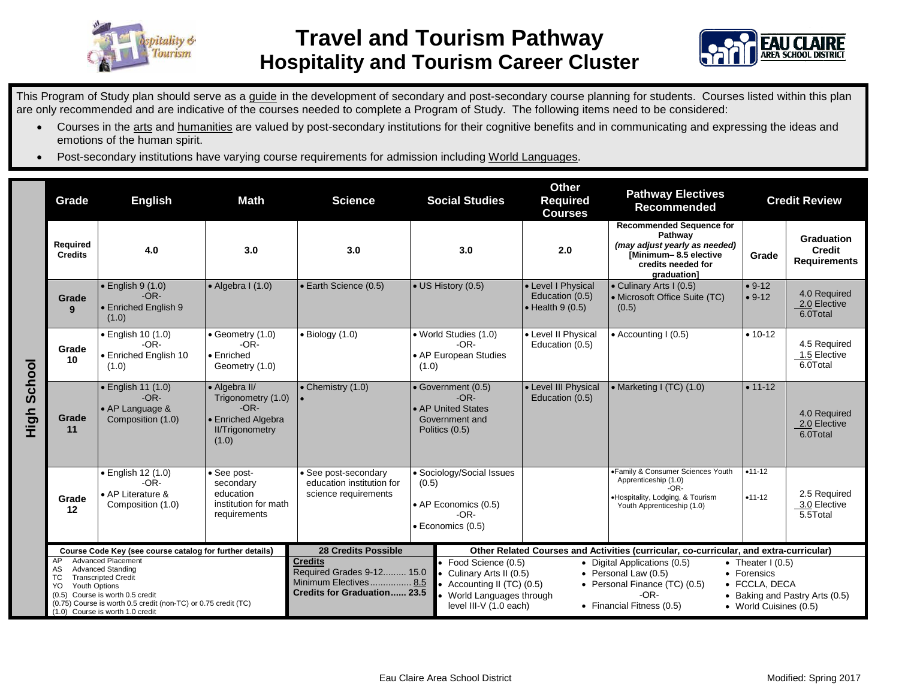# Travel and Tourism Pathway
## Hospitality and Tourism Career Cluster

This Program of Study plan should serve as a guide in the development of secondary and post-secondary course planning for students. Courses listed within this plan are only recommended and are indicative of the courses needed to complete a Program of Study. The following items need to be considered:

- Courses in the arts and humanities are valued by post-secondary institutions for their cognitive benefits and in communicating and expressing the ideas and emotions of the human spirit.
- Post-secondary institutions have varying course requirements for admission including World Languages.

**High School**

| Grade | English | Math | Science | Social Studies | Other Required Courses | Pathway Electives Recommended | Credit Review | |
|---|---|---|---|---|---|---|---|---|
| **Required Credits** | **4.0** | **3.0** | **3.0** | **3.0** | **2.0** | **Recommended Sequence for Pathway** ***(may adjust yearly as needed)*** **[Minimum– 8.5 elective credits needed for graduation]** | **Grade** | **Graduation Credit Requirements** |
| **Grade 9** | • English 9 (1.0) -OR- • Enriched English 9 (1.0) | • Algebra I (1.0) | • Earth Science (0.5) | • US History (0.5) | • Level I Physical Education (0.5) • Health 9 (0.5) | • Culinary Arts I (0.5) • Microsoft Office Suite (TC) (0.5) | • 9-12 • 9-12 | 4.0 Required 2.0 Elective 6.0Total |
| **Grade 10** | • English 10 (1.0) -OR- • Enriched English 10 (1.0) | • Geometry (1.0) -OR- • Enriched Geometry (1.0) | • Biology (1.0) | • World Studies (1.0) -OR- • AP European Studies (1.0) | • Level II Physical Education (0.5) | • Accounting I (0.5) | • 10-12 | 4.5 Required 1.5 Elective 6.0Total |
| **Grade 11** | • English 11 (1.0) -OR- • AP Language & Composition (1.0) | • Algebra II/ Trigonometry (1.0) -OR- • Enriched Algebra II/Trigonometry (1.0) | • Chemistry (1.0) • | • Government (0.5) -OR- • AP United States Government and Politics (0.5) | • Level III Physical Education (0.5) | • Marketing I (TC) (1.0) | • 11-12 | 4.0 Required 2.0 Elective 6.0Total |
| **Grade 12** | • English 12 (1.0) -OR- • AP Literature & Composition (1.0) | • See post-secondary education institution for math requirements | • See post-secondary education institution for science requirements | • Sociology/Social Issues (0.5) • AP Economics (0.5) -OR- • Economics (0.5) | | • Family & Consumer Sciences Youth Apprenticeship (1.0) -OR- • Hospitality, Lodging, & Tourism Youth Apprenticeship (1.0) | • 11-12 • 11-12 | 2.5 Required 3.0 Elective 5.5Total |

**Course Code Key (see course catalog for further details)**

- AP Advanced Placement
- AS Advanced Standing
- TC Transcripted Credit
- YO Youth Options
- (0.5) Course is worth 0.5 credit
- (0.75) Course is worth 0.5 credit (non-TC) or 0.75 credit (TC)
- (1.0) Course is worth 1.0 credit

**28 Credits Possible**

**Credits**
Required Grades 9-12......... 15.0
Minimum Electives................ 8.5
**Credits for Graduation...... 23.5**

**Other Related Courses and Activities (curricular, co-curricular, and extra-curricular)**

- Food Science (0.5)
- Culinary Arts II (0.5)
- Accounting II (TC) (0.5)
- World Languages through level III-V (1.0 each)
- Digital Applications (0.5)
- Personal Law (0.5)
- Personal Finance (TC) (0.5) -OR-
- Financial Fitness (0.5)
- Theater I (0.5)
- Forensics
- FCCLA, DECA
- Baking and Pastry Arts (0.5)
- World Cuisines (0.5)

Eau Claire Area School District — Modified: Spring 2017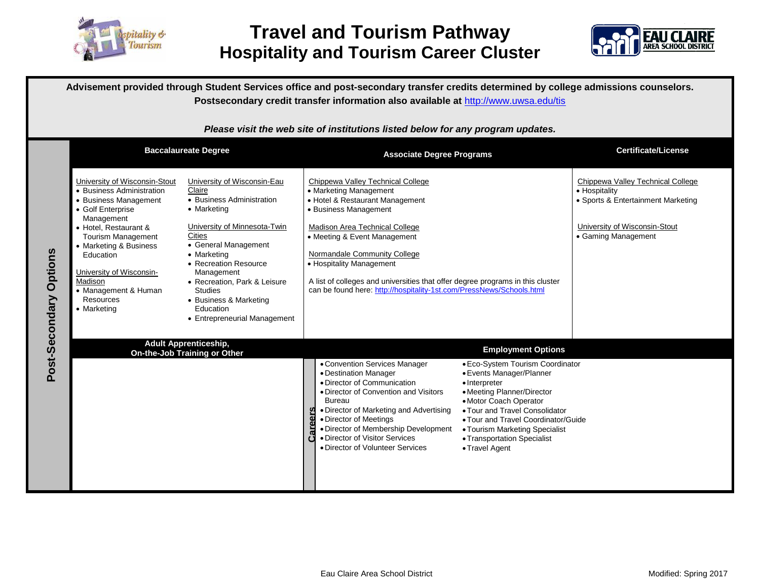# Travel and Tourism Pathway
# Hospitality and Tourism Career Cluster

**Advisement provided through Student Services office and post-secondary transfer credits determined by college admissions counselors.**
**Postsecondary credit transfer information also available at http://www.uwsa.edu/tis**

***Please visit the web site of institutions listed below for any program updates.***

## Post-Secondary Options

### Baccalaureate Degree

University of Wisconsin-Stout
- Business Administration
- Business Management
- Golf Enterprise Management
- Hotel, Restaurant & Tourism Management
- Marketing & Business Education

University of Wisconsin-Madison
- Management & Human Resources
- Marketing

University of Wisconsin-Eau Claire
- Business Administration
- Marketing

University of Minnesota-Twin Cities
- General Management
- Marketing
- Recreation Resource Management
- Recreation, Park & Leisure Studies
- Business & Marketing Education
- Entrepreneurial Management

### Associate Degree Programs

Chippewa Valley Technical College
- Marketing Management
- Hotel & Restaurant Management
- Business Management

Madison Area Technical College
- Meeting & Event Management

Normandale Community College
- Hospitality Management

A list of colleges and universities that offer degree programs in this cluster can be found here: http://hospitality-1st.com/PressNews/Schools.html

### Certificate/License

Chippewa Valley Technical College
- Hospitality
- Sports & Entertainment Marketing

University of Wisconsin-Stout
- Gaming Management

### Adult Apprenticeship, On-the-Job Training or Other

### Employment Options

**Careers**

- Convention Services Manager
- Destination Manager
- Director of Communication
- Director of Convention and Visitors Bureau
- Director of Marketing and Advertising
- Director of Meetings
- Director of Membership Development
- Director of Visitor Services
- Director of Volunteer Services
- Eco-System Tourism Coordinator
- Events Manager/Planner
- Interpreter
- Meeting Planner/Director
- Motor Coach Operator
- Tour and Travel Consolidator
- Tour and Travel Coordinator/Guide
- Tourism Marketing Specialist
- Transportation Specialist
- Travel Agent

Eau Claire Area School District

Modified: Spring 2017